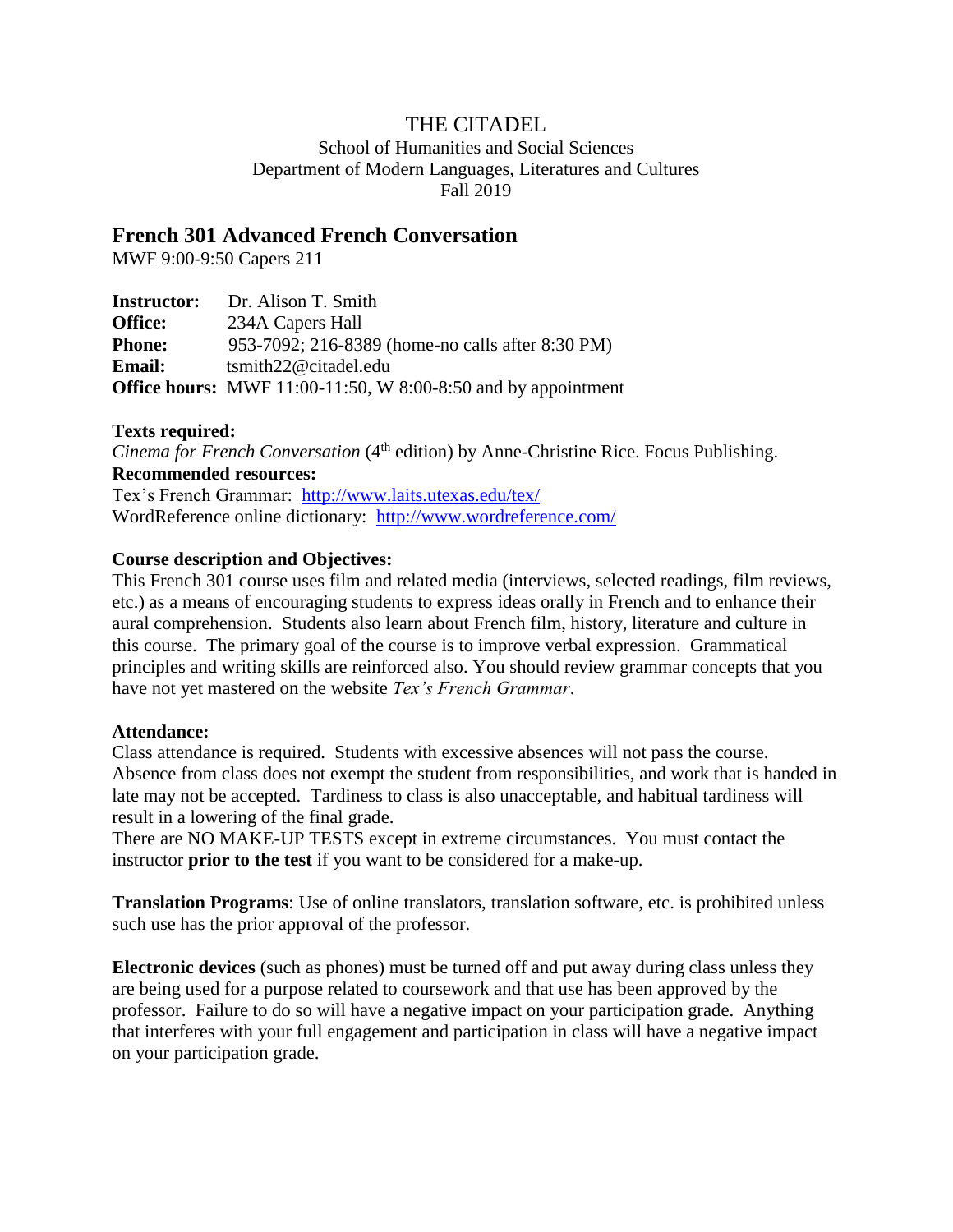# THE CITADEL

School of Humanities and Social Sciences
Department of Modern Languages, Literatures and Cultures
Fall 2019

## French 301 Advanced French Conversation

MWF 9:00-9:50 Capers 211

**Instructor:** Dr. Alison T. Smith
**Office:** 234A Capers Hall
**Phone:** 953-7092; 216-8389 (home-no calls after 8:30 PM)
**Email:** tsmith22@citadel.edu
**Office hours:** MWF 11:00-11:50, W 8:00-8:50 and by appointment

**Texts required:**
*Cinema for French Conversation* (4th edition) by Anne-Christine Rice. Focus Publishing.

**Recommended resources:**
Tex's French Grammar: http://www.laits.utexas.edu/tex/
WordReference online dictionary: http://www.wordreference.com/

**Course description and Objectives:**
This French 301 course uses film and related media (interviews, selected readings, film reviews, etc.) as a means of encouraging students to express ideas orally in French and to enhance their aural comprehension. Students also learn about French film, history, literature and culture in this course. The primary goal of the course is to improve verbal expression. Grammatical principles and writing skills are reinforced also. You should review grammar concepts that you have not yet mastered on the website *Tex's French Grammar*.

**Attendance:**
Class attendance is required. Students with excessive absences will not pass the course. Absence from class does not exempt the student from responsibilities, and work that is handed in late may not be accepted. Tardiness to class is also unacceptable, and habitual tardiness will result in a lowering of the final grade.
There are NO MAKE-UP TESTS except in extreme circumstances. You must contact the instructor **prior to the test** if you want to be considered for a make-up.

**Translation Programs**: Use of online translators, translation software, etc. is prohibited unless such use has the prior approval of the professor.

**Electronic devices** (such as phones) must be turned off and put away during class unless they are being used for a purpose related to coursework and that use has been approved by the professor. Failure to do so will have a negative impact on your participation grade. Anything that interferes with your full engagement and participation in class will have a negative impact on your participation grade.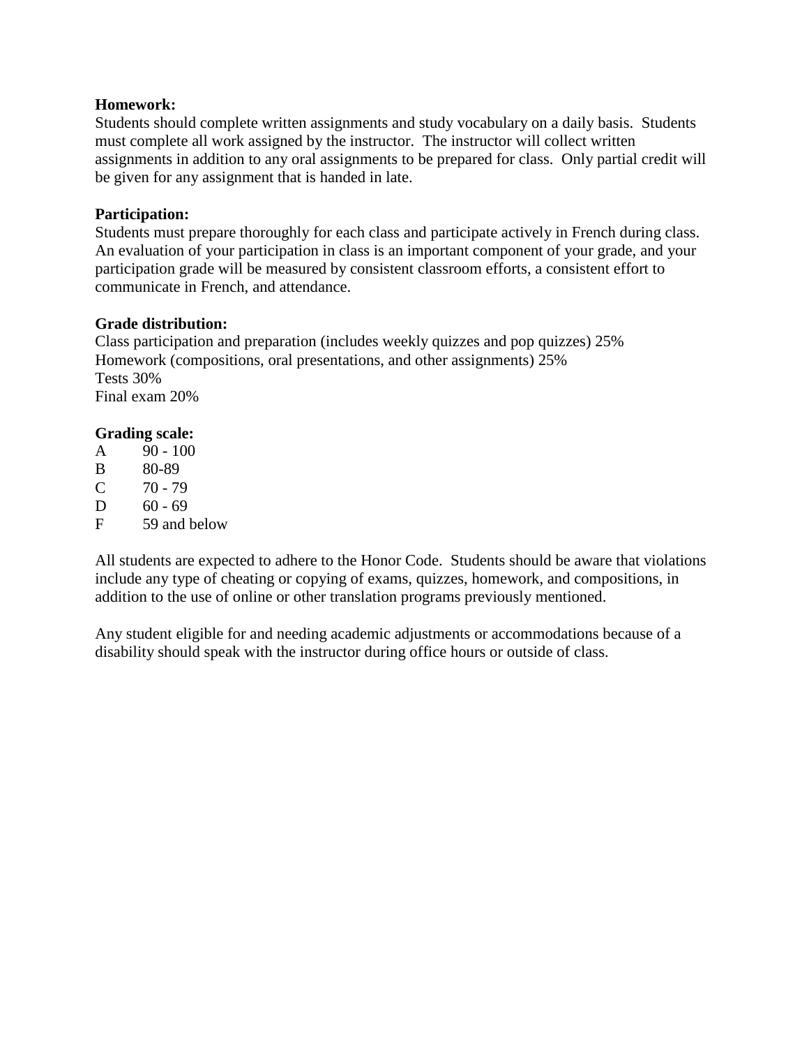**Homework:**
Students should complete written assignments and study vocabulary on a daily basis. Students must complete all work assigned by the instructor. The instructor will collect written assignments in addition to any oral assignments to be prepared for class. Only partial credit will be given for any assignment that is handed in late.

**Participation:**
Students must prepare thoroughly for each class and participate actively in French during class. An evaluation of your participation in class is an important component of your grade, and your participation grade will be measured by consistent classroom efforts, a consistent effort to communicate in French, and attendance.

**Grade distribution:**
Class participation and preparation (includes weekly quizzes and pop quizzes) 25%
Homework (compositions, oral presentations, and other assignments) 25%
Tests 30%
Final exam 20%

**Grading scale:**

| | |
|---|---|
| A | 90 - 100 |
| B | 80-89 |
| C | 70 - 79 |
| D | 60 - 69 |
| F | 59 and below |

All students are expected to adhere to the Honor Code. Students should be aware that violations include any type of cheating or copying of exams, quizzes, homework, and compositions, in addition to the use of online or other translation programs previously mentioned.

Any student eligible for and needing academic adjustments or accommodations because of a disability should speak with the instructor during office hours or outside of class.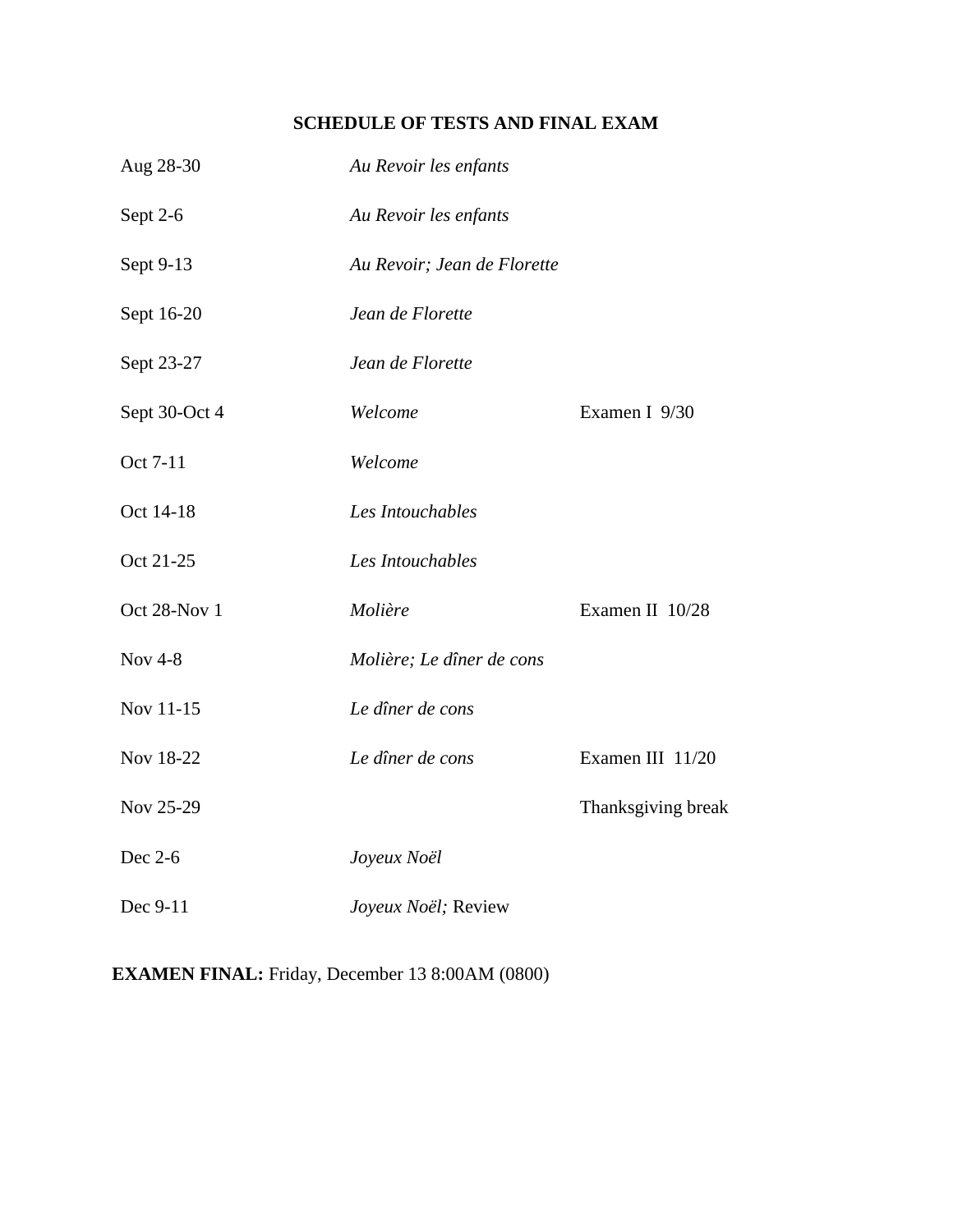**SCHEDULE OF TESTS AND FINAL EXAM**

| | | |
|---|---|---|
| Aug 28-30 | *Au Revoir les enfants* | |
| Sept 2-6 | *Au Revoir les enfants* | |
| Sept 9-13 | *Au Revoir; Jean de Florette* | |
| Sept 16-20 | *Jean de Florette* | |
| Sept 23-27 | *Jean de Florette* | |
| Sept 30-Oct 4 | *Welcome* | Examen I 9/30 |
| Oct 7-11 | *Welcome* | |
| Oct 14-18 | *Les Intouchables* | |
| Oct 21-25 | *Les Intouchables* | |
| Oct 28-Nov 1 | *Molière* | Examen II 10/28 |
| Nov 4-8 | *Molière; Le dîner de cons* | |
| Nov 11-15 | *Le dîner de cons* | |
| Nov 18-22 | *Le dîner de cons* | Examen III 11/20 |
| Nov 25-29 | | Thanksgiving break |
| Dec 2-6 | *Joyeux Noël* | |
| Dec 9-11 | *Joyeux Noël;* Review | |

**EXAMEN FINAL:** Friday, December 13 8:00AM (0800)